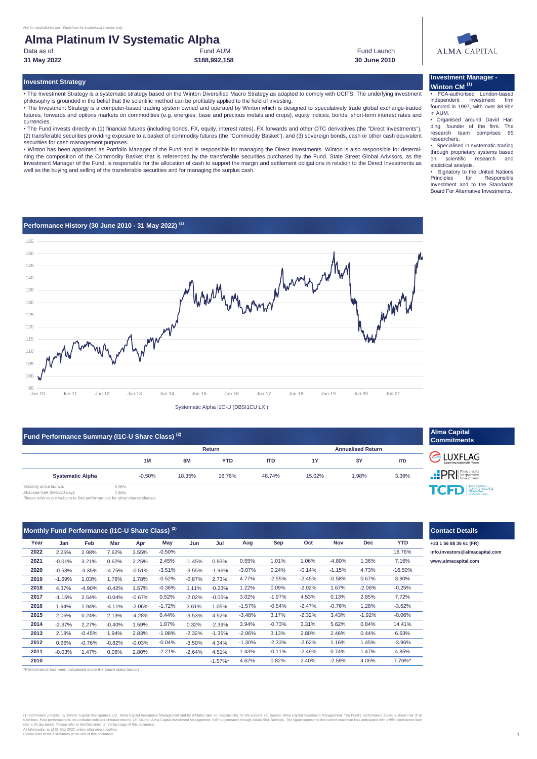*Not for retail distribution - Factsheet for institutional investor only*

# Alma Platinum IV Systematic Alpha

| Data as of | Fund AUM | Fund Launch |
|---|---|---|
| **31 May 2022** | **$188,992,158** | **30 June 2010** |

## Investment Strategy

• The Investment Strategy is a systematic strategy based on the Winton Diversified Macro Strategy as adapted to comply with UCITS. The underlying investment philosophy is grounded in the belief that the scientific method can be profitably applied to the field of investing.

• The Investment Strategy is a computer-based trading system owned and operated by Winton which is designed to speculatively trade global exchange-traded futures, forwards and options markets on commodities (e.g. energies, base and precious metals and crops), equity indices, bonds, short-term interest rates and currencies.

• The Fund invests directly in (1) financial futures (including bonds, FX, equity, interest rates), FX forwards and other OTC derivatives (the "Direct Investments"), (2) transferable securities providing exposure to a basket of commodity futures (the "Commodity Basket"), and (3) sovereign bonds, cash or other cash equivalent securities for cash management purposes.

• Winton has been appointed as Portfolio Manager of the Fund and is responsible for managing the Direct Investments. Winton is also responsible for determining the composition of the Commodity Basket that is referenced by the transferable securities purchased by the Fund. State Street Global Advisors, as the Investment Manager of the Fund, is responsible for the allocation of cash to support the margin and settlement obligations in relation to the Direct Investments as well as the buying and selling of the transferable securities and for managing the surplus cash.

## Investment Manager - Winton CM (1)

• FCA-authorised London-based independent investment firm founded in 1997, with over $8.9bn in AUM.

• Organised around David Harding, founder of the firm. The research team comprises 65 researchers.

• Specialised in systematic trading through proprietary systems based on scientific research and statistical analysis.

• Signatory to the United Nations Principles for Responsible Investment and to the Standards Board For Alternative Investments.

## Performance History (30 June 2010 - 31 May 2022) (2)

Systematic Alpha I1C-U (DBSI1CU LX )

## Fund Performance Summary (I1C-U Share Class) (2)

| | Return | | | | Annualised Return | | |
|---|---|---|---|---|---|---|---|
| | 1M | 6M | YTD | ITD | 1Y | 3Y | ITD |
| **Systematic Alpha** | -0.50% | 18.35% | 16.76% | 48.74% | 15.02% | 1.98% | 3.39% |

Volatility since launch: 8.06%

Absolute VaR (99%/20 day): 2.88%

Please refer to our website to find performances for other shares classes.

## Alma Capital Commitments

LUXFLAG · PRI Principles for Responsible Investment · TCFD Task Force on Climate-Related Financial Disclosures

## Monthly Fund Performance (I1C-U Share Class) (2)

| Year | Jan | Feb | Mar | Apr | May | Jun | Jul | Aug | Sep | Oct | Nov | Dec | YTD |
|---|---|---|---|---|---|---|---|---|---|---|---|---|---|
| **2022** | 2.25% | 2.98% | 7.62% | 3.55% | -0.50% | | | | | | | | 16.76% |
| **2021** | -0.01% | 3.21% | 0.62% | 2.25% | 2.45% | -1.45% | 0.93% | 0.55% | 1.01% | 1.06% | -4.80% | 1.36% | 7.16% |
| **2020** | -0.53% | -3.35% | -4.75% | -0.51% | -3.51% | -3.55% | -1.96% | -3.07% | 0.24% | -0.14% | -1.15% | 4.73% | -16.50% |
| **2019** | -1.69% | 1.03% | 1.76% | 1.78% | -0.52% | -0.87% | 2.73% | 4.77% | -2.55% | -2.45% | -0.58% | 0.67% | 3.90% |
| **2018** | 4.37% | -4.90% | -0.42% | 1.57% | -0.36% | 1.11% | -0.23% | 1.22% | 0.09% | -2.02% | 1.67% | -2.06% | -0.25% |
| **2017** | -1.15% | 2.54% | -0.04% | -0.67% | 0.52% | -2.02% | -0.05% | 3.02% | -1.97% | 4.53% | 0.13% | 2.85% | 7.72% |
| **2016** | 1.94% | 1.94% | -4.11% | -2.06% | -1.72% | 3.61% | 1.05% | -1.57% | -0.54% | -2.47% | -0.76% | 1.28% | -3.62% |
| **2015** | 2.06% | 0.24% | 2.13% | -4.28% | 0.44% | -3.53% | 4.52% | -3.48% | 3.17% | -2.32% | 3.43% | -1.92% | -0.06% |
| **2014** | -2.37% | 2.27% | -0.40% | 1.59% | 1.87% | 0.32% | -2.39% | 3.94% | -0.73% | 3.31% | 5.62% | 0.84% | 14.41% |
| **2013** | 2.18% | -0.45% | 1.94% | 2.83% | -1.98% | -2.32% | -1.35% | -2.96% | 3.13% | 2.80% | 2.46% | 0.44% | 6.63% |
| **2012** | 0.66% | -0.76% | -0.82% | -0.03% | -0.04% | -3.50% | 4.34% | -1.30% | -2.33% | -2.62% | 1.16% | 1.45% | -3.96% |
| **2011** | -0.03% | 1.47% | 0.06% | 2.80% | -2.21% | -2.64% | 4.51% | 1.43% | -0.11% | -2.49% | 0.74% | 1.47% | 4.85% |
| **2010** | | | | | | | -1.57%* | 4.62% | 0.82% | 2.40% | -2.59% | 4.06% | 7.76%* |

*Performance has been calculated since the share class launch

## Contact Details

**+33 1 56 88 36 61 (FR)**

**info.investors@almacapital.com**

**www.almacapital.com**

(1) Information provided by Winton Capital Management Ltd. Alma Capital Investment Management and its affiliates take no responsibility for the content. (2) Source: Alma Capital Investment Management. The Fund's performance above is shown net of all fund fees. Past performance is not a reliable indicator of future returns. (3) Source: Alma Capital Investment Management. VaR is generated through Arkus Risk Services. The figure represents the current maximum loss anticipated with a 99% confidence level over a 20 day period. Please refer to the Disclaimer on the last page of this document.
All information as of 31 May 2022 unless otherwise specified.
Please refer to the disclaimers at the end of this document.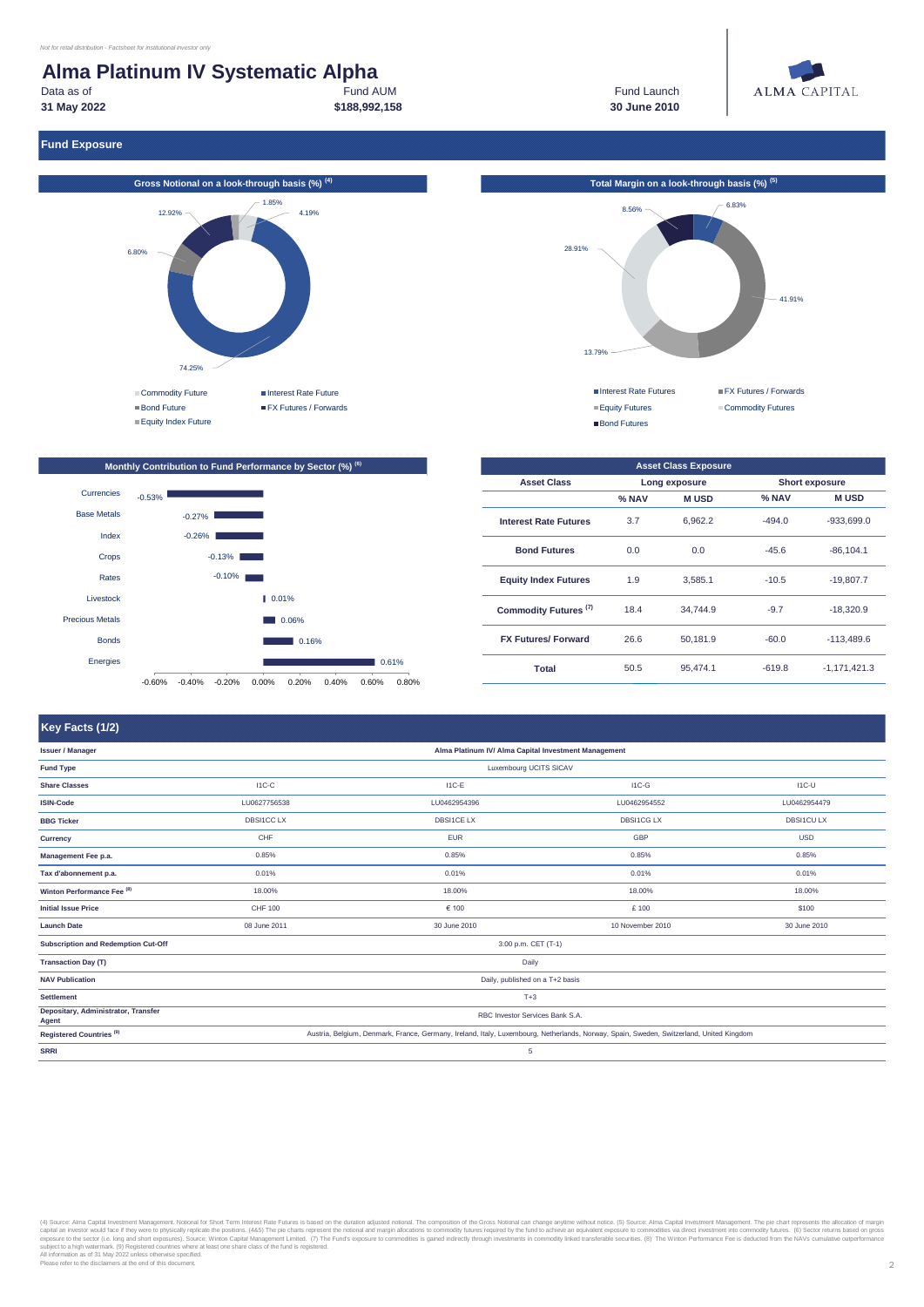*Not for retail distribution - Factsheet for institutional investor only*

# Alma Platinum IV Systematic Alpha

| Data as of | Fund AUM | Fund Launch |
|---|---|---|
| **31 May 2022** | **$188,992,158** | **30 June 2010** |

ALMA CAPITAL

## Fund Exposure

### Gross Notional on a look-through basis (%) [4]

- Commodity Future: 1.85%
- Interest Rate Future: 74.25%
- Bond Future: 6.80%
- FX Futures / Forwards: 12.92%
- Equity Index Future: 4.19%

### Total Margin on a look-through basis (%) [5]

- Interest Rate Futures: 6.83%
- FX Futures / Forwards: 41.91%
- Equity Futures: 13.79%
- Commodity Futures: 28.91%
- Bond Futures: 8.56%

### Monthly Contribution to Fund Performance by Sector (%) [6]

| Sector | Contribution |
|---|---|
| Currencies | -0.53% |
| Base Metals | -0.27% |
| Index | -0.26% |
| Crops | -0.13% |
| Rates | -0.10% |
| Livestock | 0.01% |
| Precious Metals | 0.06% |
| Bonds | 0.16% |
| Energies | 0.61% |

### Asset Class Exposure

| Asset Class | Long exposure | | Short exposure | |
|---|---|---|---|---|
| | % NAV | M USD | % NAV | M USD |
| Interest Rate Futures | 3.7 | 6,962.2 | -494.0 | -933,699.0 |
| Bond Futures | 0.0 | 0.0 | -45.6 | -86,104.1 |
| Equity Index Futures | 1.9 | 3,585.1 | -10.5 | -19,807.7 |
| Commodity Futures [7] | 18.4 | 34,744.9 | -9.7 | -18,320.9 |
| FX Futures/ Forward | 26.6 | 50,181.9 | -60.0 | -113,489.6 |
| Total | 50.5 | 95,474.1 | -619.8 | -1,171,421.3 |

## Key Facts (1/2)

| | | | | |
|---|---|---|---|---|
| Issuer / Manager | Alma Platinum IV/ Alma Capital Investment Management | | | |
| Fund Type | Luxembourg UCITS SICAV | | | |
| Share Classes | I1C-C | I1C-E | I1C-G | I1C-U |
| ISIN-Code | LU0627756538 | LU0462954396 | LU0462954552 | LU0462954479 |
| BBG Ticker | DBSI1CC LX | DBSI1CE LX | DBSI1CG LX | DBSI1CU LX |
| Currency | CHF | EUR | GBP | USD |
| Management Fee p.a. | 0.85% | 0.85% | 0.85% | 0.85% |
| Tax d'abonnement p.a. | 0.01% | 0.01% | 0.01% | 0.01% |
| Winton Performance Fee [8] | 18.00% | 18.00% | 18.00% | 18.00% |
| Initial Issue Price | CHF 100 | € 100 | £ 100 | $100 |
| Launch Date | 08 June 2011 | 30 June 2010 | 10 November 2010 | 30 June 2010 |
| Subscription and Redemption Cut-Off | 3:00 p.m. CET (T-1) | | | |
| Transaction Day (T) | Daily | | | |
| NAV Publication | Daily, published on a T+2 basis | | | |
| Settlement | T+3 | | | |
| Depositary, Administrator, Transfer Agent | RBC Investor Services Bank S.A. | | | |
| Registered Countries [9] | Austria, Belgium, Denmark, France, Germany, Ireland, Italy, Luxembourg, Netherlands, Norway, Spain, Sweden, Switzerland, United Kingdom | | | |
| SRRI | 5 | | | |

(4) Source: Alma Capital Investment Management. Notional for Short Term Interest Rate Futures is based on the duration adjusted notional. The composition of the Gross Notional can change anytime without notice. (5) Source: Alma Capital Investment Management. The pie chart represents the allocation of margin capital an investor would face if they were to physically replicate the positions. (4&5) The pie charts represent the notional and margin allocations to commodity futures required by the fund to achieve an equivalent exposure to commodities via direct investment into commodity futures. (6) Sector returns based on gross exposure to the sector (i.e. long and short exposures). Source: Winton Capital Management Limited. (7) The Fund's exposure to commodities is gained indirectly through investments in commodity linked transferable securities. (8) The Winton Performance Fee is deducted from the NAVs cumulative outperformance subject to a high watermark. (9) Registered countries where at least one share class of the fund is registered.
All information as of 31 May 2022 unless otherwise specified.
Please refer to the disclaimers at the end of this document.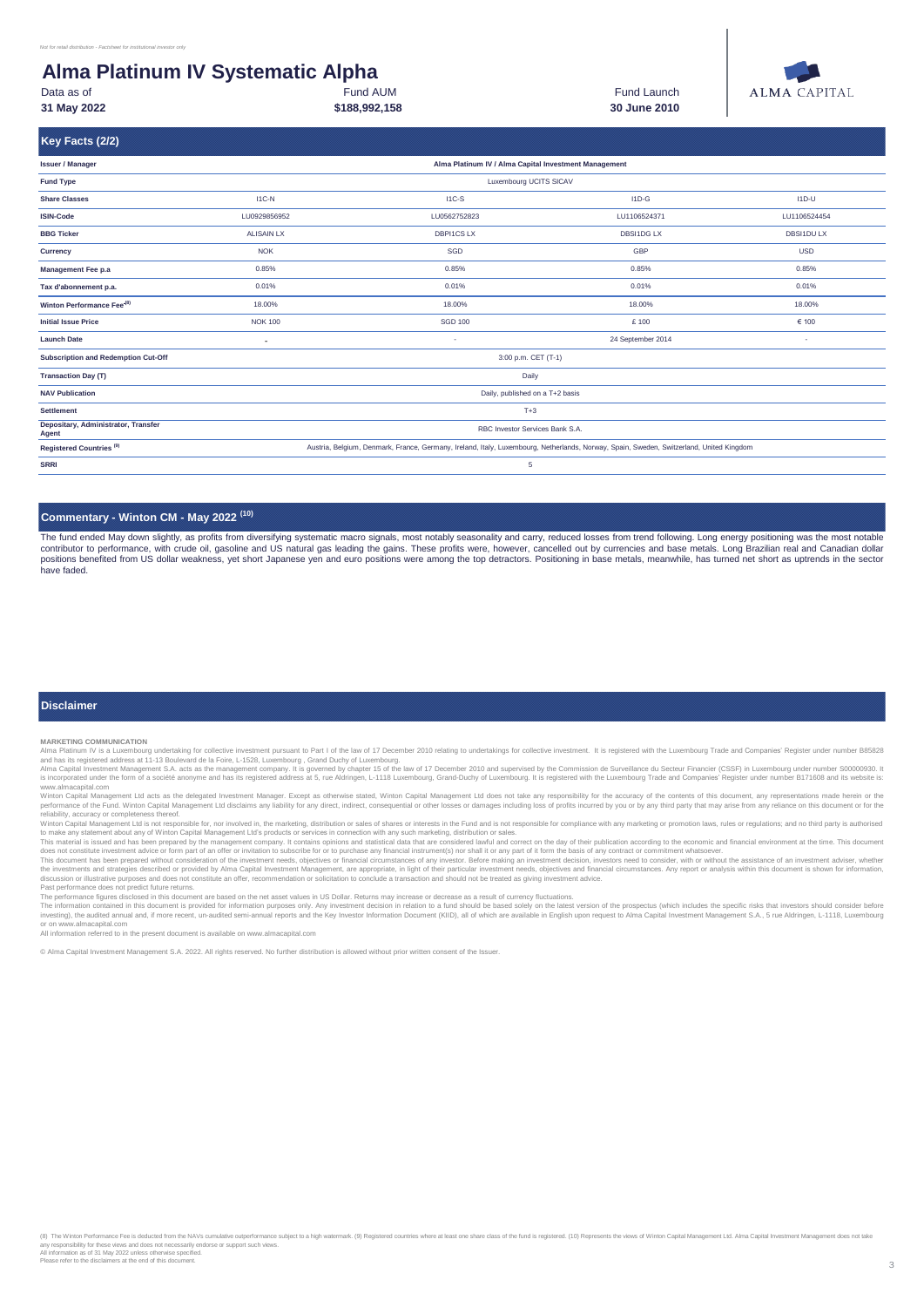*Not for retail distribution - Factsheet for institutional investor only*

# Alma Platinum IV Systematic Alpha

| Data as of | Fund AUM | Fund Launch |
|---|---|---|
| **31 May 2022** | **$188,992,158** | **30 June 2010** |

ALMA CAPITAL

## Key Facts (2/2)

| | | | | |
|---|---|---|---|---|
| **Issuer / Manager** | Alma Platinum IV / Alma Capital Investment Management | | | |
| **Fund Type** | Luxembourg UCITS SICAV | | | |
| **Share Classes** | I1C-N | I1C-S | I1D-G | I1D-U |
| **ISIN-Code** | LU0929856952 | LU0562752823 | LU1106524371 | LU1106524454 |
| **BBG Ticker** | ALISAIN LX | DBPI1CS LX | DBSI1DG LX | DBSI1DU LX |
| **Currency** | NOK | SGD | GBP | USD |
| **Management Fee p.a** | 0.85% | 0.85% | 0.85% | 0.85% |
| **Tax d'abonnement p.a.** | 0.01% | 0.01% | 0.01% | 0.01% |
| **Winton Performance Fee[8]** | 18.00% | 18.00% | 18.00% | 18.00% |
| **Initial Issue Price** | NOK 100 | SGD 100 | £ 100 | € 100 |
| **Launch Date** | - | - | 24 September 2014 | - |
| **Subscription and Redemption Cut-Off** | 3:00 p.m. CET (T-1) | | | |
| **Transaction Day (T)** | Daily | | | |
| **NAV Publication** | Daily, published on a T+2 basis | | | |
| **Settlement** | T+3 | | | |
| **Depositary, Administrator, Transfer Agent** | RBC Investor Services Bank S.A. | | | |
| **Registered Countries [9]** | Austria, Belgium, Denmark, France, Germany, Ireland, Italy, Luxembourg, Netherlands, Norway, Spain, Sweden, Switzerland, United Kingdom | | | |
| **SRRI** | 5 | | | |

## Commentary - Winton CM - May 2022 [10]

The fund ended May down slightly, as profits from diversifying systematic macro signals, most notably seasonality and carry, reduced losses from trend following. Long energy positioning was the most notable contributor to performance, with crude oil, gasoline and US natural gas leading the gains. These profits were, however, cancelled out by currencies and base metals. Long Brazilian real and Canadian dollar positions benefited from US dollar weakness, yet short Japanese yen and euro positions were among the top detractors. Positioning in base metals, meanwhile, has turned net short as uptrends in the sector have faded.

## Disclaimer

**MARKETING COMMUNICATION**

Alma Platinum IV is a Luxembourg undertaking for collective investment pursuant to Part I of the law of 17 December 2010 relating to undertakings for collective investment. It is registered with the Luxembourg Trade and Companies' Register under number B85828 and has its registered address at 11-13 Boulevard de la Foire, L-1528, Luxembourg , Grand Duchy of Luxembourg.

Alma Capital Investment Management S.A. acts as the management company. It is governed by chapter 15 of the law of 17 December 2010 and supervised by the Commission de Surveillance du Secteur Financier (CSSF) in Luxembourg under number S00000930. It is incorporated under the form of a société anonyme and has its registered address at 5, rue Aldringen, L-1118 Luxembourg, Grand-Duchy of Luxembourg. It is registered with the Luxembourg Trade and Companies' Register under number B171608 and its website is: www.almacapital.com

Winton Capital Management Ltd acts as the delegated Investment Manager. Except as otherwise stated, Winton Capital Management Ltd does not take any responsibility for the accuracy of the contents of this document, any representations made herein or the performance of the Fund. Winton Capital Management Ltd disclaims any liability for any direct, indirect, consequential or other losses or damages including loss of profits incurred by you or by any third party that may arise from any reliance on this document or for the reliability, accuracy or completeness thereof.

Winton Capital Management Ltd is not responsible for, nor involved in, the marketing, distribution or sales of shares or interests in the Fund and is not responsible for compliance with any marketing or promotion laws, rules or regulations; and no third party is authorised to make any statement about any of Winton Capital Management Ltd's products or services in connection with any such marketing, distribution or sales.

This material is issued and has been prepared by the management company. It contains opinions and statistical data that are considered lawful and correct on the day of their publication according to the economic and financial environment at the time. This document does not constitute investment advice or form part of an offer or invitation to subscribe for or to purchase any financial instrument(s) nor shall it or any part of it form the basis of any contract or commitment whatsoever.

This document has been prepared without consideration of the investment needs, objectives or financial circumstances of any investor. Before making an investment decision, investors need to consider, with or without the assistance of an investment adviser, whether the investments and strategies described or provided by Alma Capital Investment Management, are appropriate, in light of their particular investment needs, objectives and financial circumstances. Any report or analysis within this document is shown for information, discussion or illustrative purposes and does not constitute an offer, recommendation or solicitation to conclude a transaction and should not be treated as giving investment advice.

Past performance does not predict future returns.

The performance figures disclosed in this document are based on the net asset values in US Dollar. Returns may increase or decrease as a result of currency fluctuations.

The information contained in this document is provided for information purposes only. Any investment decision in relation to a fund should be based solely on the latest version of the prospectus (which includes the specific risks that investors should consider before investing), the audited annual and, if more recent, un-audited semi-annual reports and the Key Investor Information Document (KIID), all of which are available in English upon request to Alma Capital Investment Management S.A., 5 rue Aldringen, L-1118, Luxembourg or on www.almacapital.com

All information referred to in the present document is available on www.almacapital.com

© Alma Capital Investment Management S.A. 2022. All rights reserved. No further distribution is allowed without prior written consent of the Issuer.

(8) The Winton Performance Fee is deducted from the NAVs cumulative outperformance subject to a high watermark. (9) Registered countries where at least one share class of the fund is registered. (10) Represents the views of Winton Capital Management Ltd. Alma Capital Investment Management does not take any responsibility for those views and does not necessarily endorse or support such views.
All information as of 31 May 2022 unless otherwise specified.
Please refer to the disclaimers at the end of this document.